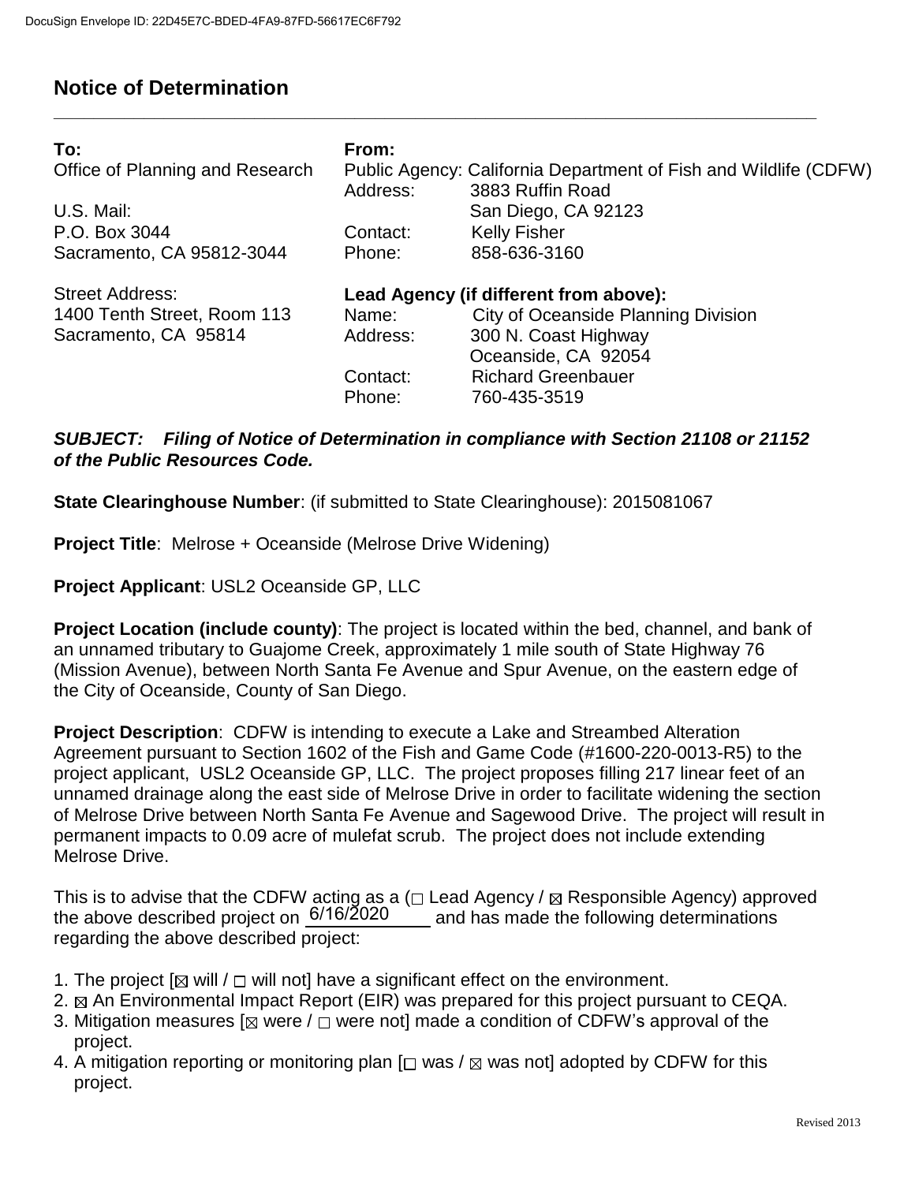DocuSign Envelope ID: 22D45E7C-BDED-4FA9-87FD-56617EC6F792

# Notice of Determination

**To:**
Office of Planning and Research

U.S. Mail:
P.O. Box 3044
Sacramento, CA 95812-3044

Street Address:
1400 Tenth Street, Room 113
Sacramento, CA 95814

**From:**
Public Agency: California Department of Fish and Wildlife (CDFW)
Address: 3883 Ruffin Road
San Diego, CA 92123
Contact: Kelly Fisher
Phone: 858-636-3160

**Lead Agency (if different from above):**
Name: City of Oceanside Planning Division
Address: 300 N. Coast Highway
Oceanside, CA 92054
Contact: Richard Greenbauer
Phone: 760-435-3519

***SUBJECT: Filing of Notice of Determination in compliance with Section 21108 or 21152 of the Public Resources Code.***

**State Clearinghouse Number**: (if submitted to State Clearinghouse): 2015081067

**Project Title**: Melrose + Oceanside (Melrose Drive Widening)

**Project Applicant**: USL2 Oceanside GP, LLC

**Project Location (include county)**: The project is located within the bed, channel, and bank of an unnamed tributary to Guajome Creek, approximately 1 mile south of State Highway 76 (Mission Avenue), between North Santa Fe Avenue and Spur Avenue, on the eastern edge of the City of Oceanside, County of San Diego.

**Project Description**: CDFW is intending to execute a Lake and Streambed Alteration Agreement pursuant to Section 1602 of the Fish and Game Code (#1600-220-0013-R5) to the project applicant, USL2 Oceanside GP, LLC. The project proposes filling 217 linear feet of an unnamed drainage along the east side of Melrose Drive in order to facilitate widening the section of Melrose Drive between North Santa Fe Avenue and Sagewood Drive. The project will result in permanent impacts to 0.09 acre of mulefat scrub. The project does not include extending Melrose Drive.

This is to advise that the CDFW acting as a (☐ Lead Agency / ☒ Responsible Agency) approved the above described project on 6/16/2020 and has made the following determinations regarding the above described project:

1. The project [☒ will / ☐ will not] have a significant effect on the environment.
2. ☒ An Environmental Impact Report (EIR) was prepared for this project pursuant to CEQA.
3. Mitigation measures [☒ were / ☐ were not] made a condition of CDFW's approval of the project.
4. A mitigation reporting or monitoring plan [☐ was / ☒ was not] adopted by CDFW for this project.

Revised 2013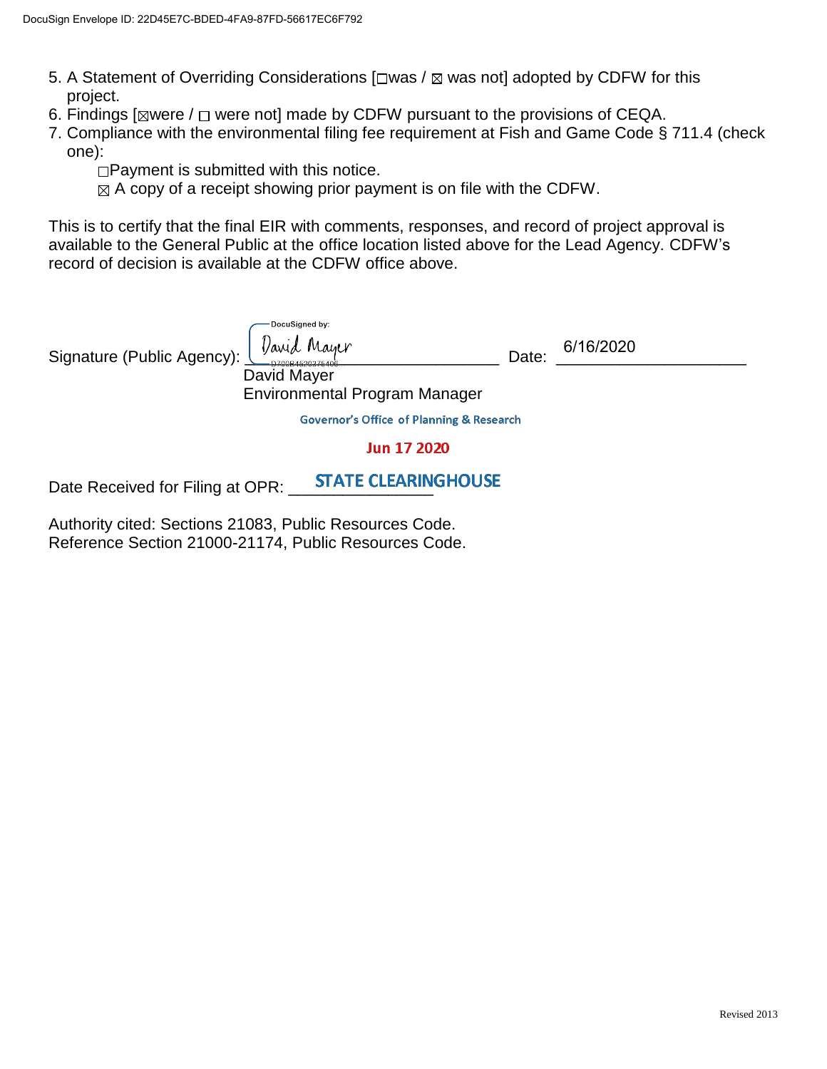5. A Statement of Overriding Considerations [☐was / ☒ was not] adopted by CDFW for this project.
6. Findings [☒were / ☐ were not] made by CDFW pursuant to the provisions of CEQA.
7. Compliance with the environmental filing fee requirement at Fish and Game Code § 711.4 (check one):

   ☐Payment is submitted with this notice.

   ☒ A copy of a receipt showing prior payment is on file with the CDFW.

This is to certify that the final EIR with comments, responses, and record of project approval is available to the General Public at the office location listed above for the Lead Agency. CDFW's record of decision is available at the CDFW office above.

Signature (Public Agency): DocuSigned by: David Mayer D799B4520375406... Date: 6/16/2020

David Mayer
Environmental Program Manager

Governor's Office of Planning & Research

Jun 17 2020

Date Received for Filing at OPR: STATE CLEARINGHOUSE

Authority cited: Sections 21083, Public Resources Code.
Reference Section 21000-21174, Public Resources Code.

Revised 2013